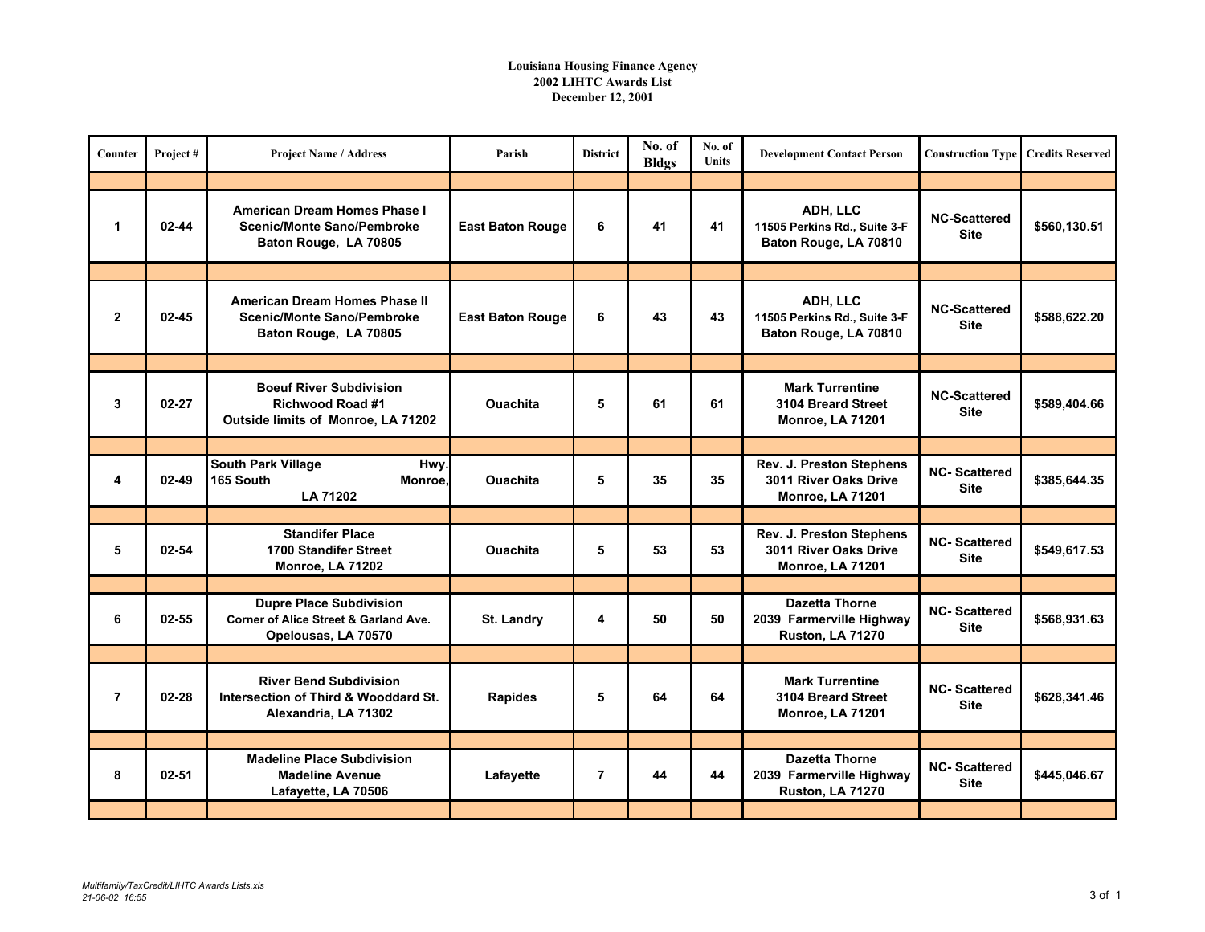**Louisiana Housing Finance Agency**
**2002 LIHTC Awards List**
**December 12, 2001**

| Counter | Project # | Project Name / Address | Parish | District | No. of Bldgs | No. of Units | Development Contact Person | Construction Type | Credits Reserved |
|---|---|---|---|---|---|---|---|---|---|
| 1 | 02-44 | American Dream Homes Phase I<br>Scenic/Monte Sano/Pembroke<br>Baton Rouge, LA 70805 | East Baton Rouge | 6 | 41 | 41 | ADH, LLC<br>11505 Perkins Rd., Suite 3-F<br>Baton Rouge, LA 70810 | NC-Scattered Site | $560,130.51 |
| 2 | 02-45 | American Dream Homes Phase II<br>Scenic/Monte Sano/Pembroke<br>Baton Rouge, LA 70805 | East Baton Rouge | 6 | 43 | 43 | ADH, LLC<br>11505 Perkins Rd., Suite 3-F<br>Baton Rouge, LA 70810 | NC-Scattered Site | $588,622.20 |
| 3 | 02-27 | Boeuf River Subdivision<br>Richwood Road #1<br>Outside limits of Monroe, LA 71202 | Ouachita | 5 | 61 | 61 | Mark Turrentine<br>3104 Breard Street<br>Monroe, LA 71201 | NC-Scattered Site | $589,404.66 |
| 4 | 02-49 | South Park Village Hwy. 165 South Monroe, LA 71202 | Ouachita | 5 | 35 | 35 | Rev. J. Preston Stephens<br>3011 River Oaks Drive<br>Monroe, LA 71201 | NC- Scattered Site | $385,644.35 |
| 5 | 02-54 | Standifer Place<br>1700 Standifer Street<br>Monroe, LA 71202 | Ouachita | 5 | 53 | 53 | Rev. J. Preston Stephens<br>3011 River Oaks Drive<br>Monroe, LA 71201 | NC- Scattered Site | $549,617.53 |
| 6 | 02-55 | Dupre Place Subdivision<br>Corner of Alice Street & Garland Ave.<br>Opelousas, LA 70570 | St. Landry | 4 | 50 | 50 | Dazetta Thorne<br>2039 Farmerville Highway<br>Ruston, LA 71270 | NC- Scattered Site | $568,931.63 |
| 7 | 02-28 | River Bend Subdivision<br>Intersection of Third & Wooddard St.<br>Alexandria, LA 71302 | Rapides | 5 | 64 | 64 | Mark Turrentine<br>3104 Breard Street<br>Monroe, LA 71201 | NC- Scattered Site | $628,341.46 |
| 8 | 02-51 | Madeline Place Subdivision<br>Madeline Avenue<br>Lafayette, LA 70506 | Lafayette | 7 | 44 | 44 | Dazetta Thorne<br>2039 Farmerville Highway<br>Ruston, LA 71270 | NC- Scattered Site | $445,046.67 |

*Multifamily/TaxCredit/LIHTC Awards Lists.xls*
*21-06-02 16:55*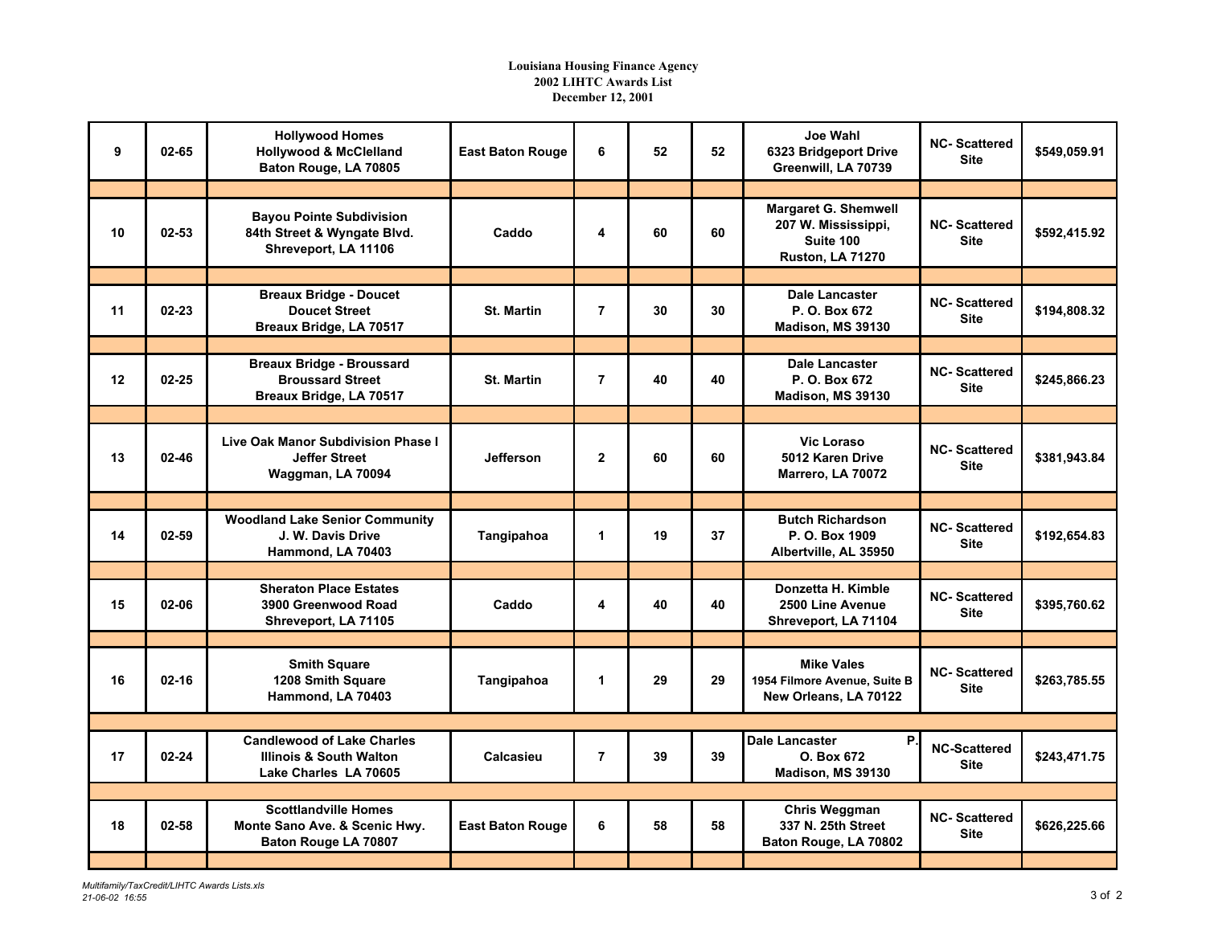**Louisiana Housing Finance Agency**
**2002 LIHTC Awards List**
**December 12, 2001**

| | | | | | | | | | |
|---|---|---|---|---|---|---|---|---|---|
| 9 | 02-65 | Hollywood Homes<br>Hollywood & McClelland<br>Baton Rouge, LA 70805 | East Baton Rouge | 6 | 52 | 52 | Joe Wahl<br>6323 Bridgeport Drive<br>Greenwill, LA 70739 | NC- Scattered Site | $549,059.91 |
| | | | | | | | | | |
| 10 | 02-53 | Bayou Pointe Subdivision<br>84th Street & Wyngate Blvd.<br>Shreveport, LA 11106 | Caddo | 4 | 60 | 60 | Margaret G. Shemwell<br>207 W. Mississippi,<br>Suite 100<br>Ruston, LA 71270 | NC- Scattered Site | $592,415.92 |
| | | | | | | | | | |
| 11 | 02-23 | Breaux Bridge - Doucet<br>Doucet Street<br>Breaux Bridge, LA 70517 | St. Martin | 7 | 30 | 30 | Dale Lancaster<br>P. O. Box 672<br>Madison, MS 39130 | NC- Scattered Site | $194,808.32 |
| | | | | | | | | | |
| 12 | 02-25 | Breaux Bridge - Broussard<br>Broussard Street<br>Breaux Bridge, LA 70517 | St. Martin | 7 | 40 | 40 | Dale Lancaster<br>P. O. Box 672<br>Madison, MS 39130 | NC- Scattered Site | $245,866.23 |
| | | | | | | | | | |
| 13 | 02-46 | Live Oak Manor Subdivision Phase I<br>Jeffer Street<br>Waggman, LA 70094 | Jefferson | 2 | 60 | 60 | Vic Loraso<br>5012 Karen Drive<br>Marrero, LA 70072 | NC- Scattered Site | $381,943.84 |
| | | | | | | | | | |
| 14 | 02-59 | Woodland Lake Senior Community<br>J. W. Davis Drive<br>Hammond, LA 70403 | Tangipahoa | 1 | 19 | 37 | Butch Richardson<br>P. O. Box 1909<br>Albertville, AL 35950 | NC- Scattered Site | $192,654.83 |
| | | | | | | | | | |
| 15 | 02-06 | Sheraton Place Estates<br>3900 Greenwood Road<br>Shreveport, LA 71105 | Caddo | 4 | 40 | 40 | Donzetta H. Kimble<br>2500 Line Avenue<br>Shreveport, LA 71104 | NC- Scattered Site | $395,760.62 |
| | | | | | | | | | |
| 16 | 02-16 | Smith Square<br>1208 Smith Square<br>Hammond, LA 70403 | Tangipahoa | 1 | 29 | 29 | Mike Vales<br>1954 Filmore Avenue, Suite B<br>New Orleans, LA 70122 | NC- Scattered Site | $263,785.55 |
| | | | | | | | | | |
| 17 | 02-24 | Candlewood of Lake Charles<br>Illinois & South Walton<br>Lake Charles LA 70605 | Calcasieu | 7 | 39 | 39 | Dale Lancaster P.<br>O. Box 672<br>Madison, MS 39130 | NC-Scattered Site | $243,471.75 |
| | | | | | | | | | |
| 18 | 02-58 | Scottlandville Homes<br>Monte Sano Ave. & Scenic Hwy.<br>Baton Rouge LA 70807 | East Baton Rouge | 6 | 58 | 58 | Chris Weggman<br>337 N. 25th Street<br>Baton Rouge, LA 70802 | NC- Scattered Site | $626,225.66 |
| | | | | | | | | | |

*Multifamily/TaxCredit/LIHTC Awards Lists.xls*
*21-06-02 16:55*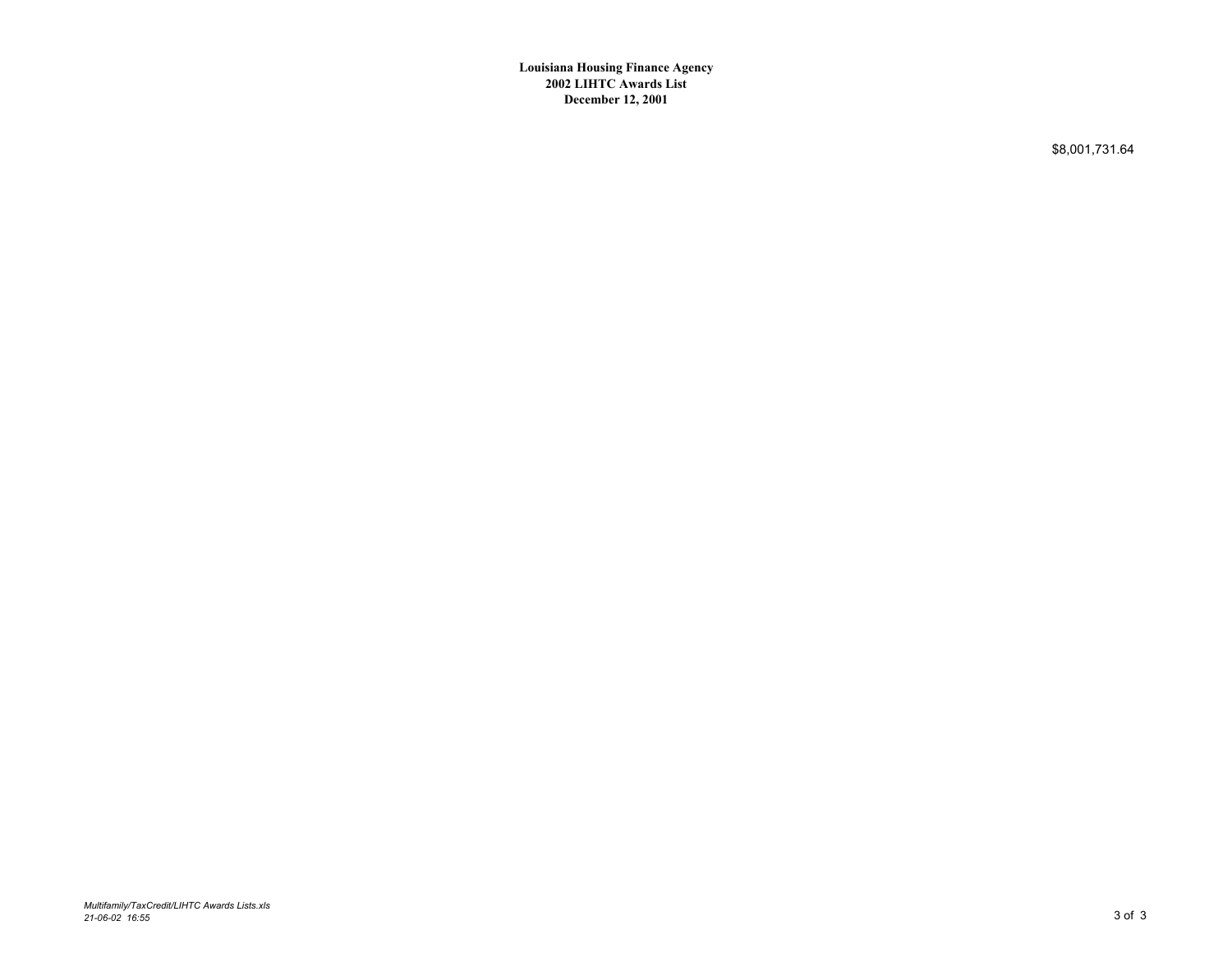$8,001,731.64